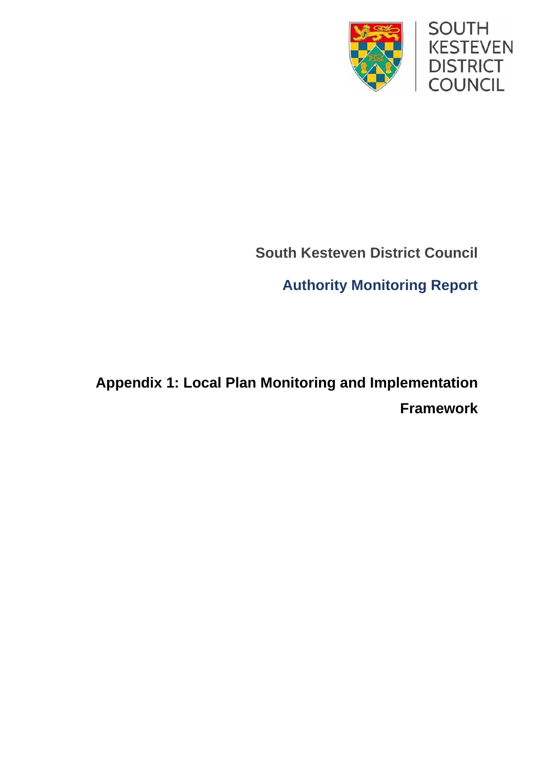SOUTH KESTEVEN DISTRICT COUNCIL

**South Kesteven District Council**

## Authority Monitoring Report

# Appendix 1: Local Plan Monitoring and Implementation Framework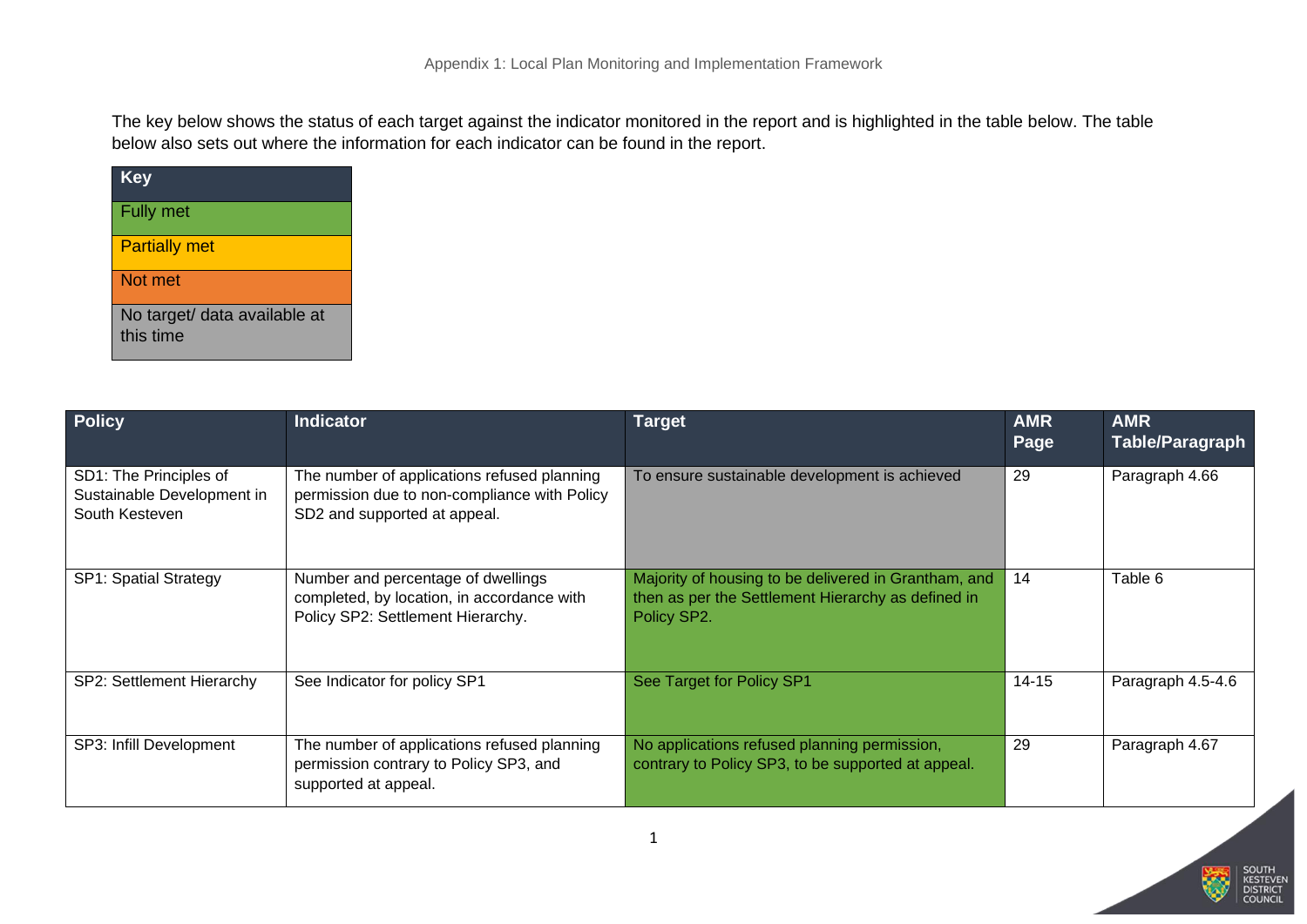The key below shows the status of each target against the indicator monitored in the report and is highlighted in the table below. The table below also sets out where the information for each indicator can be found in the report.

| Key |
|---|
| Fully met |
| Partially met |
| Not met |
| No target/ data available at this time |

| Policy | Indicator | Target | AMR Page | AMR Table/Paragraph |
|---|---|---|---|---|
| SD1: The Principles of Sustainable Development in South Kesteven | The number of applications refused planning permission due to non-compliance with Policy SD2 and supported at appeal. | To ensure sustainable development is achieved | 29 | Paragraph 4.66 |
| SP1: Spatial Strategy | Number and percentage of dwellings completed, by location, in accordance with Policy SP2: Settlement Hierarchy. | Majority of housing to be delivered in Grantham, and then as per the Settlement Hierarchy as defined in Policy SP2. | 14 | Table 6 |
| SP2: Settlement Hierarchy | See Indicator for policy SP1 | See Target for Policy SP1 | 14-15 | Paragraph 4.5-4.6 |
| SP3: Infill Development | The number of applications refused planning permission contrary to Policy SP3, and supported at appeal. | No applications refused planning permission, contrary to Policy SP3, to be supported at appeal. | 29 | Paragraph 4.67 |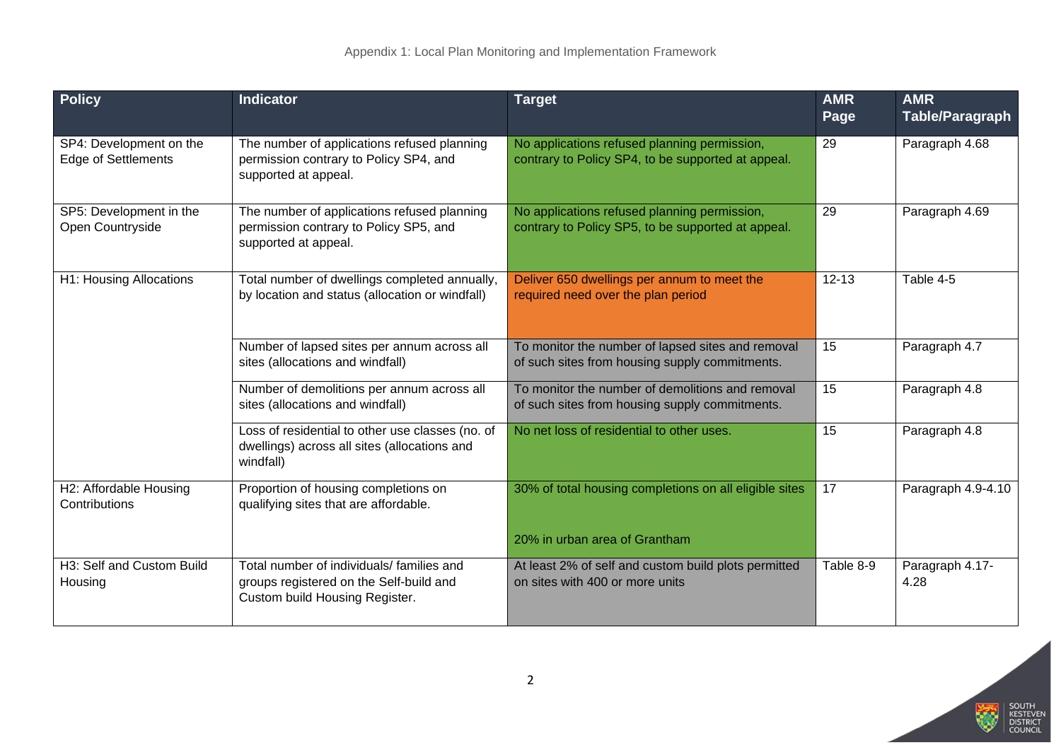Appendix 1: Local Plan Monitoring and Implementation Framework

| Policy | Indicator | Target | AMR Page | AMR Table/Paragraph |
|---|---|---|---|---|
| SP4: Development on the Edge of Settlements | The number of applications refused planning permission contrary to Policy SP4, and supported at appeal. | No applications refused planning permission, contrary to Policy SP4, to be supported at appeal. | 29 | Paragraph 4.68 |
| SP5: Development in the Open Countryside | The number of applications refused planning permission contrary to Policy SP5, and supported at appeal. | No applications refused planning permission, contrary to Policy SP5, to be supported at appeal. | 29 | Paragraph 4.69 |
| H1: Housing Allocations | Total number of dwellings completed annually, by location and status (allocation or windfall) | Deliver 650 dwellings per annum to meet the required need over the plan period | 12-13 | Table 4-5 |
| | Number of lapsed sites per annum across all sites (allocations and windfall) | To monitor the number of lapsed sites and removal of such sites from housing supply commitments. | 15 | Paragraph 4.7 |
| | Number of demolitions per annum across all sites (allocations and windfall) | To monitor the number of demolitions and removal of such sites from housing supply commitments. | 15 | Paragraph 4.8 |
| | Loss of residential to other use classes (no. of dwellings) across all sites (allocations and windfall) | No net loss of residential to other uses. | 15 | Paragraph 4.8 |
| H2: Affordable Housing Contributions | Proportion of housing completions on qualifying sites that are affordable. | 30% of total housing completions on all eligible sites<br><br>20% in urban area of Grantham | 17 | Paragraph 4.9-4.10 |
| H3: Self and Custom Build Housing | Total number of individuals/ families and groups registered on the Self-build and Custom build Housing Register. | At least 2% of self and custom build plots permitted on sites with 400 or more units | Table 8-9 | Paragraph 4.17-4.28 |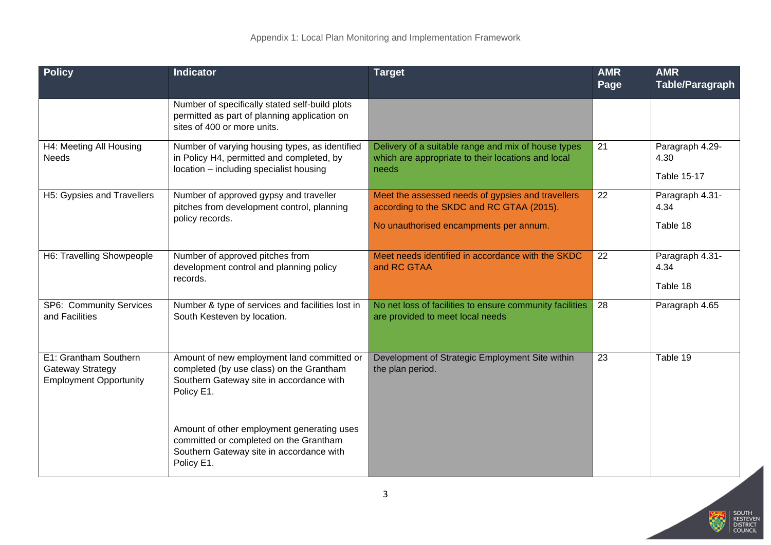| Policy | Indicator | Target | AMR Page | AMR Table/Paragraph |
|---|---|---|---|---|
| | Number of specifically stated self-build plots permitted as part of planning application on sites of 400 or more units. | | | |
| H4: Meeting All Housing Needs | Number of varying housing types, as identified in Policy H4, permitted and completed, by location – including specialist housing | Delivery of a suitable range and mix of house types which are appropriate to their locations and local needs | 21 | Paragraph 4.29-4.30<br><br>Table 15-17 |
| H5: Gypsies and Travellers | Number of approved gypsy and traveller pitches from development control, planning policy records. | Meet the assessed needs of gypsies and travellers according to the SKDC and RC GTAA (2015).<br><br>No unauthorised encampments per annum. | 22 | Paragraph 4.31-4.34<br><br>Table 18 |
| H6: Travelling Showpeople | Number of approved pitches from development control and planning policy records. | Meet needs identified in accordance with the SKDC and RC GTAA | 22 | Paragraph 4.31-4.34<br><br>Table 18 |
| SP6: Community Services and Facilities | Number & type of services and facilities lost in South Kesteven by location. | No net loss of facilities to ensure community facilities are provided to meet local needs | 28 | Paragraph 4.65 |
| E1: Grantham Southern Gateway Strategy Employment Opportunity | Amount of new employment land committed or completed (by use class) on the Grantham Southern Gateway site in accordance with Policy E1.<br><br>Amount of other employment generating uses committed or completed on the Grantham Southern Gateway site in accordance with Policy E1. | Development of Strategic Employment Site within the plan period. | 23 | Table 19 |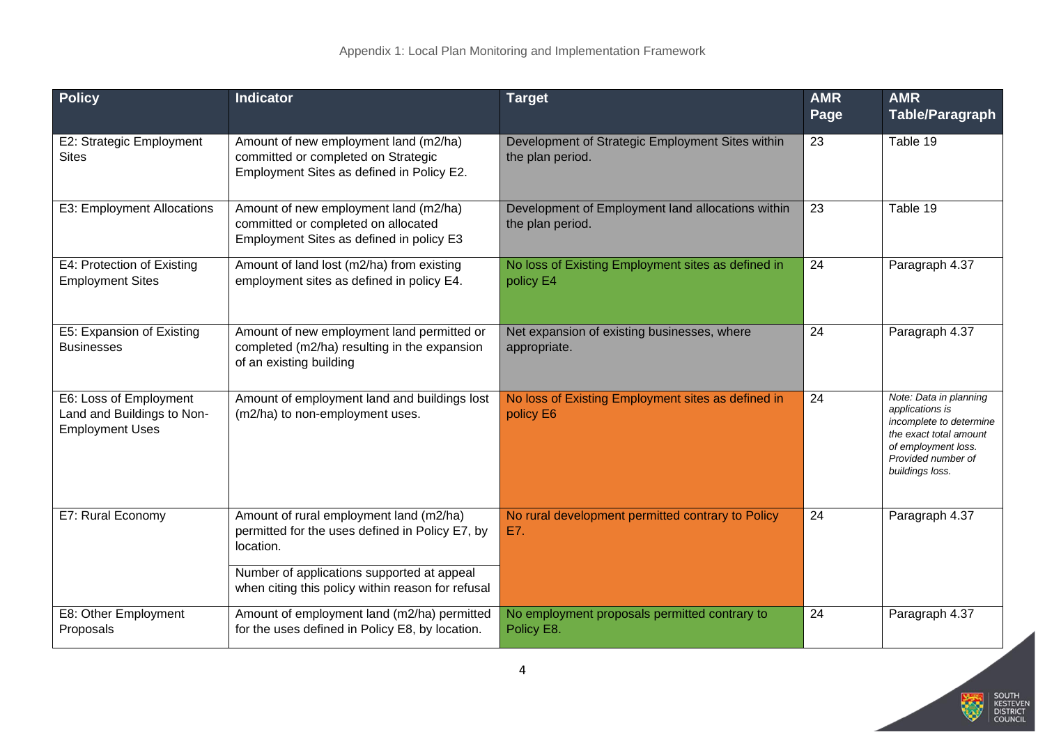| Policy | Indicator | Target | AMR Page | AMR Table/Paragraph |
|---|---|---|---|---|
| E2: Strategic Employment Sites | Amount of new employment land (m2/ha) committed or completed on Strategic Employment Sites as defined in Policy E2. | Development of Strategic Employment Sites within the plan period. | 23 | Table 19 |
| E3: Employment Allocations | Amount of new employment land (m2/ha) committed or completed on allocated Employment Sites as defined in policy E3 | Development of Employment land allocations within the plan period. | 23 | Table 19 |
| E4: Protection of Existing Employment Sites | Amount of land lost (m2/ha) from existing employment sites as defined in policy E4. | No loss of Existing Employment sites as defined in policy E4 | 24 | Paragraph 4.37 |
| E5: Expansion of Existing Businesses | Amount of new employment land permitted or completed (m2/ha) resulting in the expansion of an existing building | Net expansion of existing businesses, where appropriate. | 24 | Paragraph 4.37 |
| E6: Loss of Employment Land and Buildings to Non-Employment Uses | Amount of employment land and buildings lost (m2/ha) to non-employment uses. | No loss of Existing Employment sites as defined in policy E6 | 24 | *Note: Data in planning applications is incomplete to determine the exact total amount of employment loss. Provided number of buildings loss.* |
| E7: Rural Economy | Amount of rural employment land (m2/ha) permitted for the uses defined in Policy E7, by location.<br><br>Number of applications supported at appeal when citing this policy within reason for refusal | No rural development permitted contrary to Policy E7. | 24 | Paragraph 4.37 |
| E8: Other Employment Proposals | Amount of employment land (m2/ha) permitted for the uses defined in Policy E8, by location. | No employment proposals permitted contrary to Policy E8. | 24 | Paragraph 4.37 |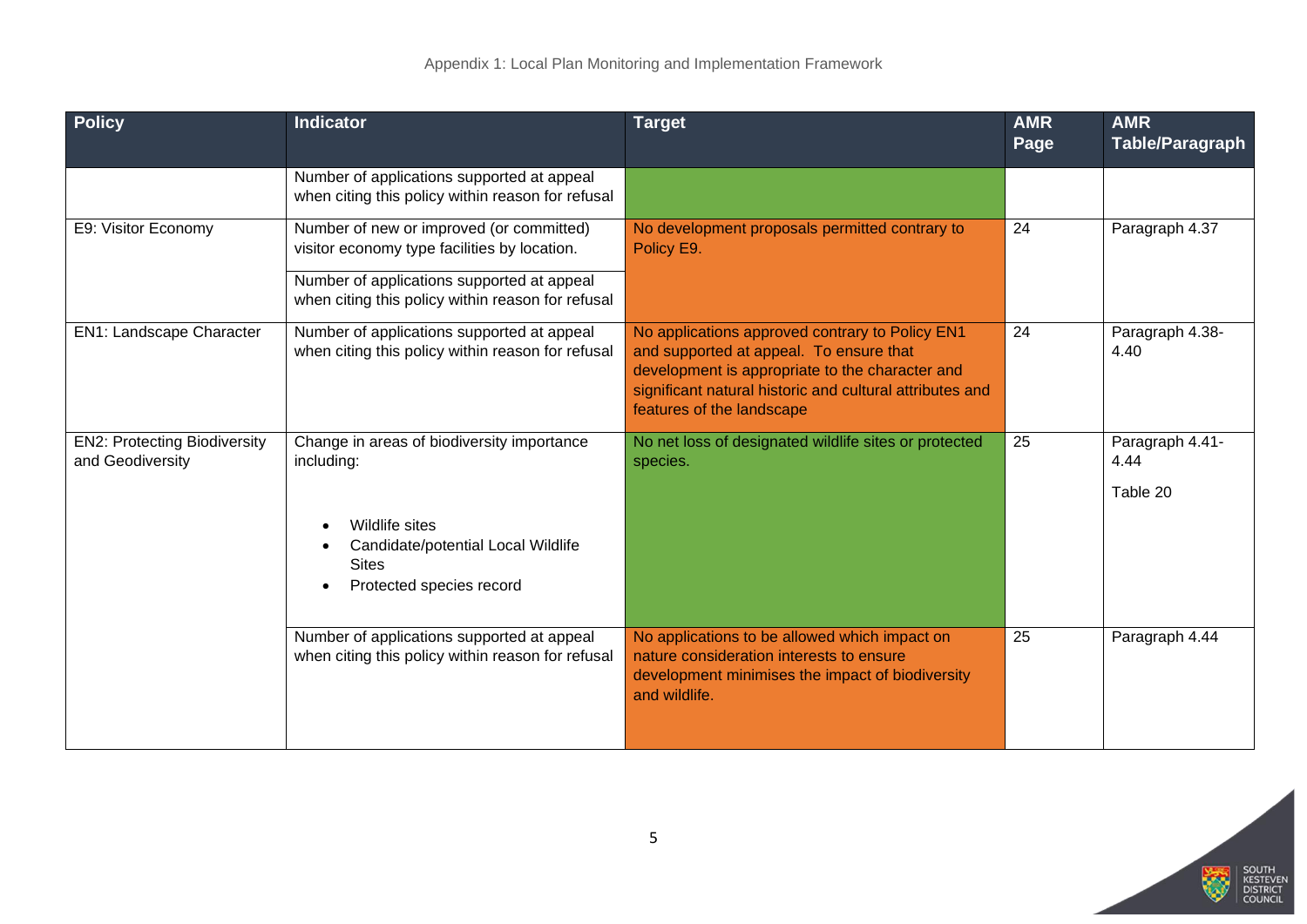| Policy | Indicator | Target | AMR Page | AMR Table/Paragraph |
|---|---|---|---|---|
| | Number of applications supported at appeal when citing this policy within reason for refusal | | | |
| E9: Visitor Economy | Number of new or improved (or committed) visitor economy type facilities by location. | No development proposals permitted contrary to Policy E9. | 24 | Paragraph 4.37 |
| | Number of applications supported at appeal when citing this policy within reason for refusal | | | |
| EN1: Landscape Character | Number of applications supported at appeal when citing this policy within reason for refusal | No applications approved contrary to Policy EN1 and supported at appeal. To ensure that development is appropriate to the character and significant natural historic and cultural attributes and features of the landscape | 24 | Paragraph 4.38-4.40 |
| EN2: Protecting Biodiversity and Geodiversity | Change in areas of biodiversity importance including:<br>• Wildlife sites<br>• Candidate/potential Local Wildlife Sites<br>• Protected species record | No net loss of designated wildlife sites or protected species. | 25 | Paragraph 4.41-4.44<br>Table 20 |
| | Number of applications supported at appeal when citing this policy within reason for refusal | No applications to be allowed which impact on nature consideration interests to ensure development minimises the impact of biodiversity and wildlife. | 25 | Paragraph 4.44 |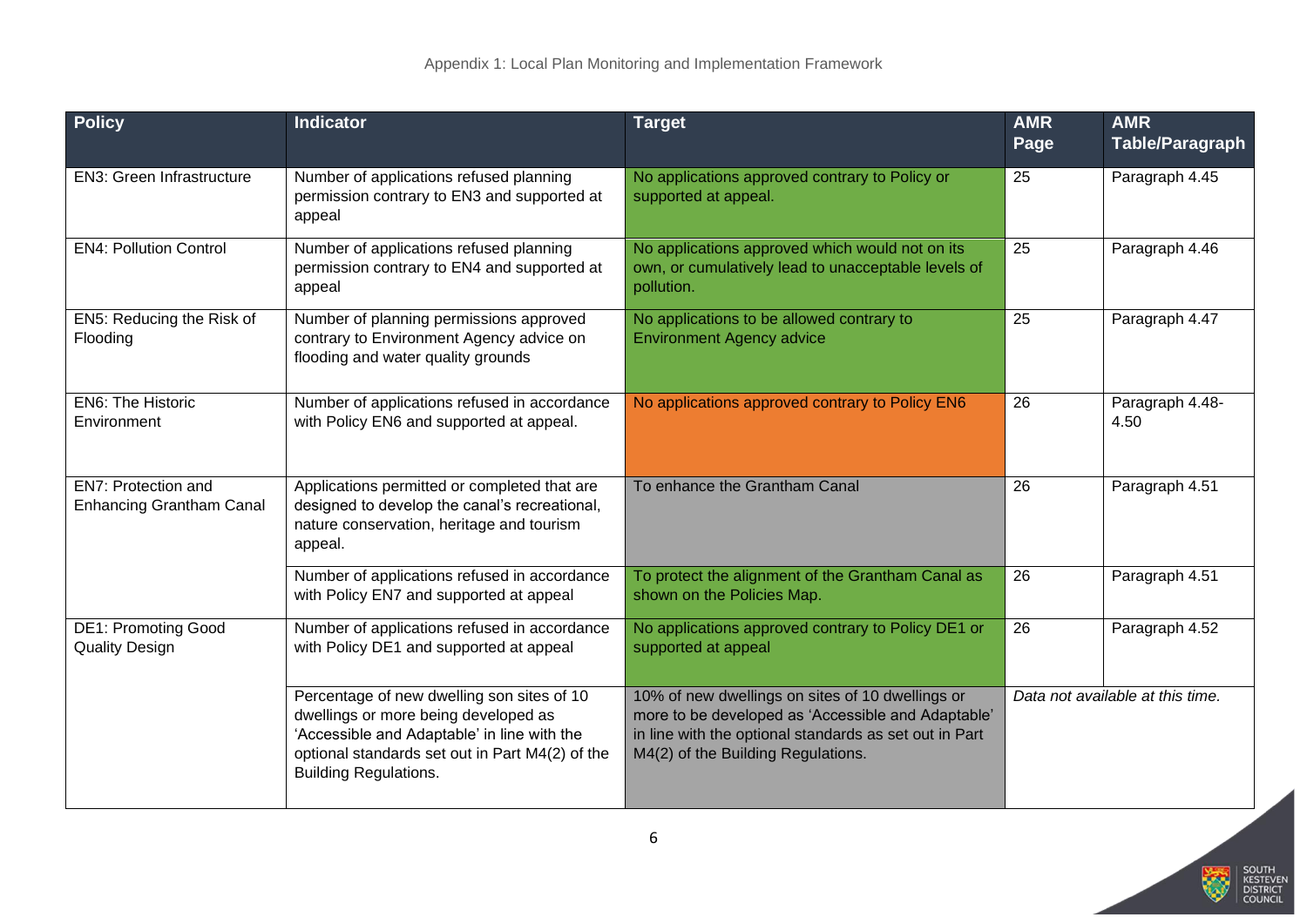| Policy | Indicator | Target | AMR Page | AMR Table/Paragraph |
|---|---|---|---|---|
| EN3: Green Infrastructure | Number of applications refused planning permission contrary to EN3 and supported at appeal | No applications approved contrary to Policy or supported at appeal. | 25 | Paragraph 4.45 |
| EN4: Pollution Control | Number of applications refused planning permission contrary to EN4 and supported at appeal | No applications approved which would not on its own, or cumulatively lead to unacceptable levels of pollution. | 25 | Paragraph 4.46 |
| EN5: Reducing the Risk of Flooding | Number of planning permissions approved contrary to Environment Agency advice on flooding and water quality grounds | No applications to be allowed contrary to Environment Agency advice | 25 | Paragraph 4.47 |
| EN6: The Historic Environment | Number of applications refused in accordance with Policy EN6 and supported at appeal. | No applications approved contrary to Policy EN6 | 26 | Paragraph 4.48-4.50 |
| EN7: Protection and Enhancing Grantham Canal | Applications permitted or completed that are designed to develop the canal's recreational, nature conservation, heritage and tourism appeal. | To enhance the Grantham Canal | 26 | Paragraph 4.51 |
| | Number of applications refused in accordance with Policy EN7 and supported at appeal | To protect the alignment of the Grantham Canal as shown on the Policies Map. | 26 | Paragraph 4.51 |
| DE1: Promoting Good Quality Design | Number of applications refused in accordance with Policy DE1 and supported at appeal | No applications approved contrary to Policy DE1 or supported at appeal | 26 | Paragraph 4.52 |
| | Percentage of new dwelling son sites of 10 dwellings or more being developed as 'Accessible and Adaptable' in line with the optional standards set out in Part M4(2) of the Building Regulations. | 10% of new dwellings on sites of 10 dwellings or more to be developed as 'Accessible and Adaptable' in line with the optional standards as set out in Part M4(2) of the Building Regulations. | *Data not available at this time.* | |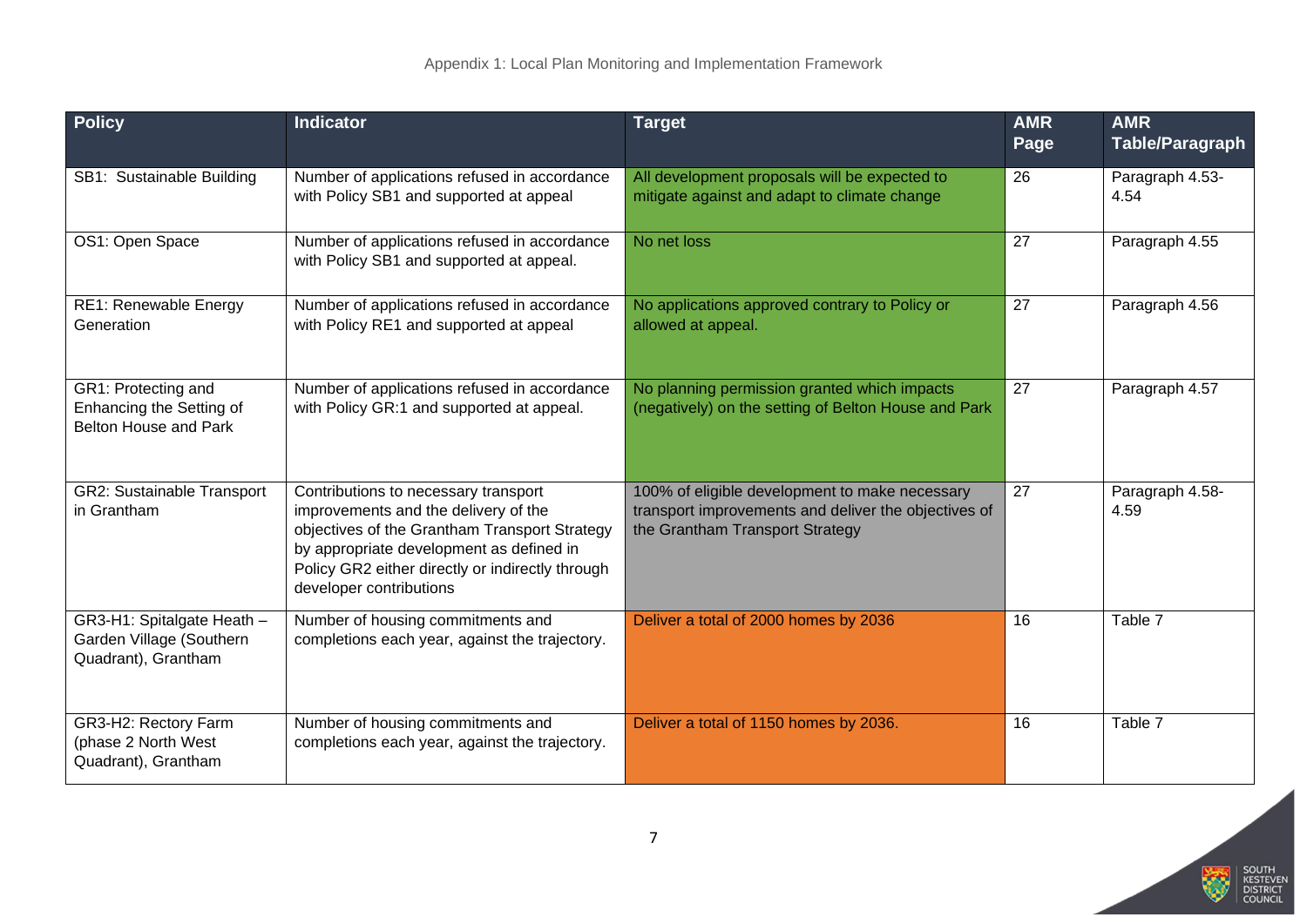| Policy | Indicator | Target | AMR Page | AMR Table/Paragraph |
|---|---|---|---|---|
| SB1: Sustainable Building | Number of applications refused in accordance with Policy SB1 and supported at appeal | All development proposals will be expected to mitigate against and adapt to climate change | 26 | Paragraph 4.53-4.54 |
| OS1: Open Space | Number of applications refused in accordance with Policy SB1 and supported at appeal. | No net loss | 27 | Paragraph 4.55 |
| RE1: Renewable Energy Generation | Number of applications refused in accordance with Policy RE1 and supported at appeal | No applications approved contrary to Policy or allowed at appeal. | 27 | Paragraph 4.56 |
| GR1: Protecting and Enhancing the Setting of Belton House and Park | Number of applications refused in accordance with Policy GR:1 and supported at appeal. | No planning permission granted which impacts (negatively) on the setting of Belton House and Park | 27 | Paragraph 4.57 |
| GR2: Sustainable Transport in Grantham | Contributions to necessary transport improvements and the delivery of the objectives of the Grantham Transport Strategy by appropriate development as defined in Policy GR2 either directly or indirectly through developer contributions | 100% of eligible development to make necessary transport improvements and deliver the objectives of the Grantham Transport Strategy | 27 | Paragraph 4.58-4.59 |
| GR3-H1: Spitalgate Heath – Garden Village (Southern Quadrant), Grantham | Number of housing commitments and completions each year, against the trajectory. | Deliver a total of 2000 homes by 2036 | 16 | Table 7 |
| GR3-H2: Rectory Farm (phase 2 North West Quadrant), Grantham | Number of housing commitments and completions each year, against the trajectory. | Deliver a total of 1150 homes by 2036. | 16 | Table 7 |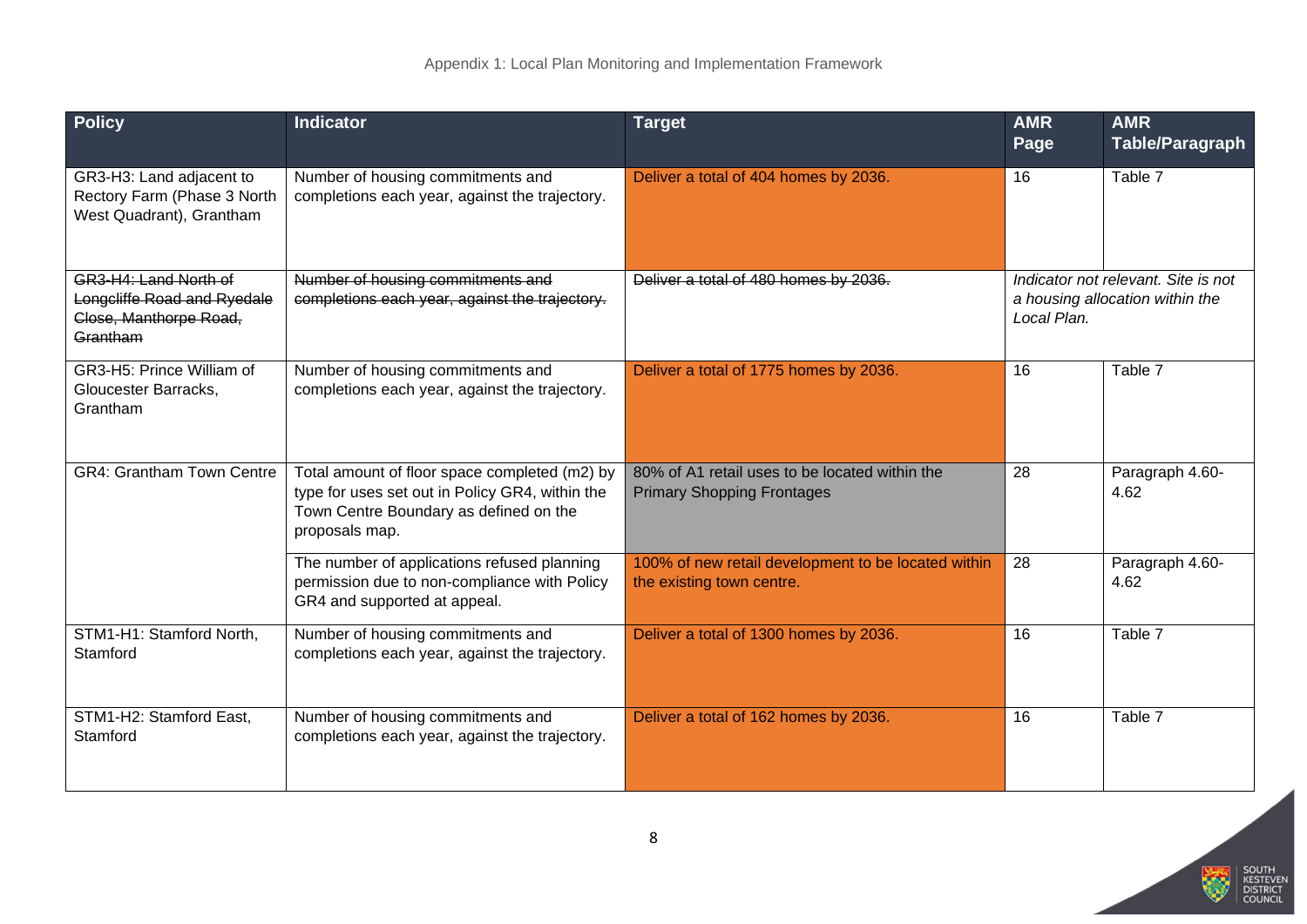| Policy | Indicator | Target | AMR Page | AMR Table/Paragraph |
|---|---|---|---|---|
| GR3-H3: Land adjacent to Rectory Farm (Phase 3 North West Quadrant), Grantham | Number of housing commitments and completions each year, against the trajectory. | Deliver a total of 404 homes by 2036. | 16 | Table 7 |
| ~~GR3-H4: Land North of Longcliffe Road and Ryedale Close, Manthorpe Road, Grantham~~ | ~~Number of housing commitments and completions each year, against the trajectory.~~ | ~~Deliver a total of 480 homes by 2036.~~ | *Indicator not relevant. Site is not a housing allocation within the Local Plan.* | |
| GR3-H5: Prince William of Gloucester Barracks, Grantham | Number of housing commitments and completions each year, against the trajectory. | Deliver a total of 1775 homes by 2036. | 16 | Table 7 |
| GR4: Grantham Town Centre | Total amount of floor space completed (m2) by type for uses set out in Policy GR4, within the Town Centre Boundary as defined on the proposals map. | 80% of A1 retail uses to be located within the Primary Shopping Frontages | 28 | Paragraph 4.60-4.62 |
| | The number of applications refused planning permission due to non-compliance with Policy GR4 and supported at appeal. | 100% of new retail development to be located within the existing town centre. | 28 | Paragraph 4.60-4.62 |
| STM1-H1: Stamford North, Stamford | Number of housing commitments and completions each year, against the trajectory. | Deliver a total of 1300 homes by 2036. | 16 | Table 7 |
| STM1-H2: Stamford East, Stamford | Number of housing commitments and completions each year, against the trajectory. | Deliver a total of 162 homes by 2036. | 16 | Table 7 |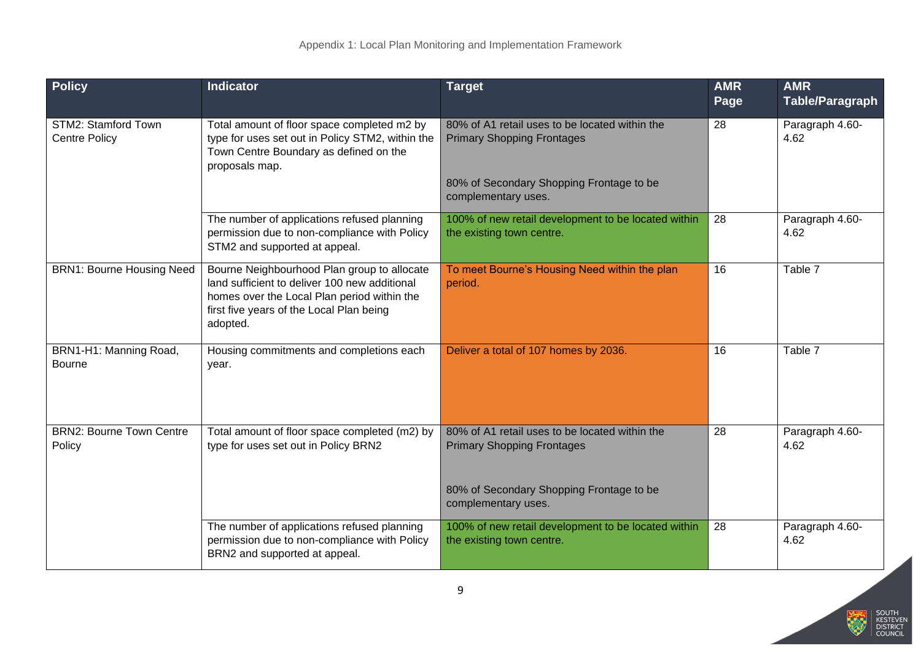| Policy | Indicator | Target | AMR Page | AMR Table/Paragraph |
|---|---|---|---|---|
| STM2: Stamford Town Centre Policy | Total amount of floor space completed m2 by type for uses set out in Policy STM2, within the Town Centre Boundary as defined on the proposals map. | 80% of A1 retail uses to be located within the Primary Shopping Frontages<br><br>80% of Secondary Shopping Frontage to be complementary uses. | 28 | Paragraph 4.60-4.62 |
| | The number of applications refused planning permission due to non-compliance with Policy STM2 and supported at appeal. | 100% of new retail development to be located within the existing town centre. | 28 | Paragraph 4.60-4.62 |
| BRN1: Bourne Housing Need | Bourne Neighbourhood Plan group to allocate land sufficient to deliver 100 new additional homes over the Local Plan period within the first five years of the Local Plan being adopted. | To meet Bourne's Housing Need within the plan period. | 16 | Table 7 |
| BRN1-H1: Manning Road, Bourne | Housing commitments and completions each year. | Deliver a total of 107 homes by 2036. | 16 | Table 7 |
| BRN2: Bourne Town Centre Policy | Total amount of floor space completed (m2) by type for uses set out in Policy BRN2 | 80% of A1 retail uses to be located within the Primary Shopping Frontages<br><br>80% of Secondary Shopping Frontage to be complementary uses. | 28 | Paragraph 4.60-4.62 |
| | The number of applications refused planning permission due to non-compliance with Policy BRN2 and supported at appeal. | 100% of new retail development to be located within the existing town centre. | 28 | Paragraph 4.60-4.62 |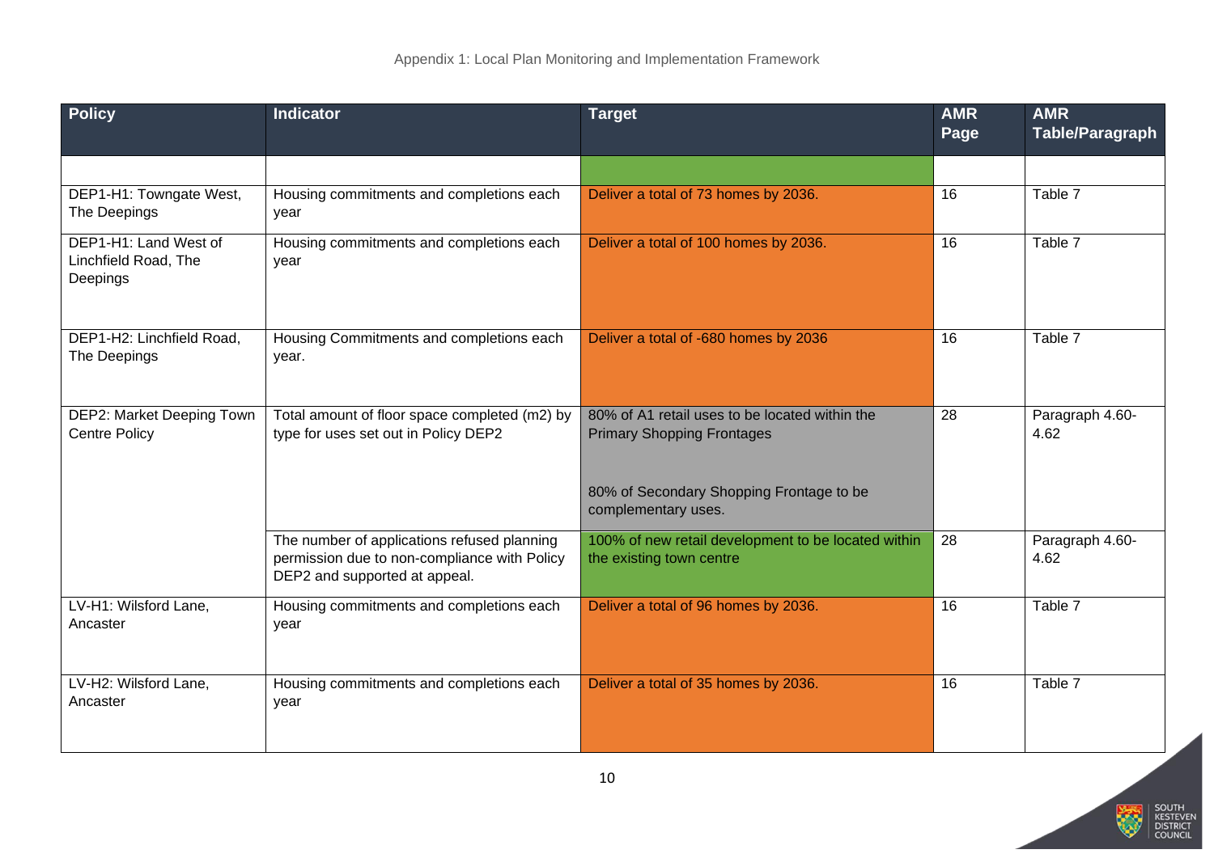| Policy | Indicator | Target | AMR Page | AMR Table/Paragraph |
|---|---|---|---|---|
| | | | | |
| DEP1-H1: Towngate West, The Deepings | Housing commitments and completions each year | Deliver a total of 73 homes by 2036. | 16 | Table 7 |
| DEP1-H1: Land West of Linchfield Road, The Deepings | Housing commitments and completions each year | Deliver a total of 100 homes by 2036. | 16 | Table 7 |
| DEP1-H2: Linchfield Road, The Deepings | Housing Commitments and completions each year. | Deliver a total of -680 homes by 2036 | 16 | Table 7 |
| DEP2: Market Deeping Town Centre Policy | Total amount of floor space completed (m2) by type for uses set out in Policy DEP2 | 80% of A1 retail uses to be located within the Primary Shopping Frontages<br><br>80% of Secondary Shopping Frontage to be complementary uses. | 28 | Paragraph 4.60-4.62 |
| | The number of applications refused planning permission due to non-compliance with Policy DEP2 and supported at appeal. | 100% of new retail development to be located within the existing town centre | 28 | Paragraph 4.60-4.62 |
| LV-H1: Wilsford Lane, Ancaster | Housing commitments and completions each year | Deliver a total of 96 homes by 2036. | 16 | Table 7 |
| LV-H2: Wilsford Lane, Ancaster | Housing commitments and completions each year | Deliver a total of 35 homes by 2036. | 16 | Table 7 |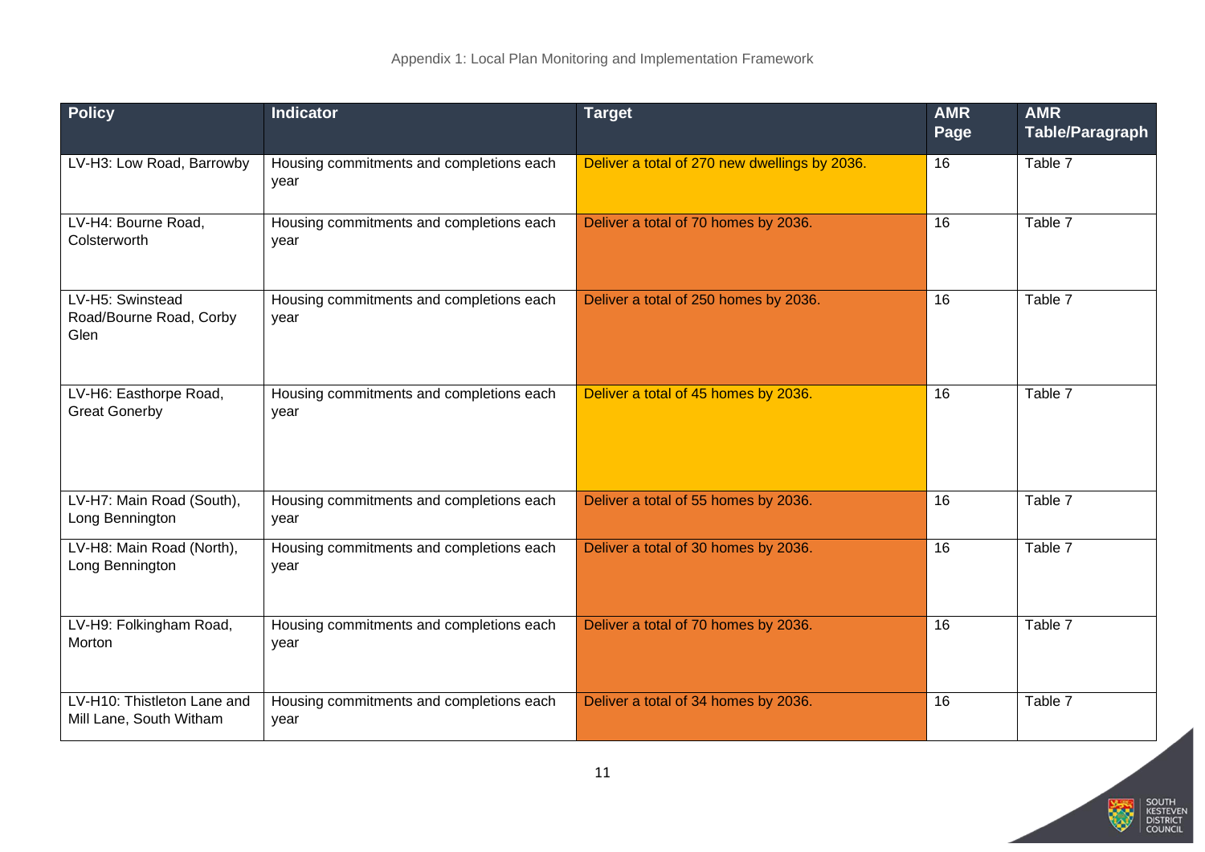| Policy | Indicator | Target | AMR Page | AMR Table/Paragraph |
|---|---|---|---|---|
| LV-H3: Low Road, Barrowby | Housing commitments and completions each year | Deliver a total of 270 new dwellings by 2036. | 16 | Table 7 |
| LV-H4: Bourne Road, Colsterworth | Housing commitments and completions each year | Deliver a total of 70 homes by 2036. | 16 | Table 7 |
| LV-H5: Swinstead Road/Bourne Road, Corby Glen | Housing commitments and completions each year | Deliver a total of 250 homes by 2036. | 16 | Table 7 |
| LV-H6: Easthorpe Road, Great Gonerby | Housing commitments and completions each year | Deliver a total of 45 homes by 2036. | 16 | Table 7 |
| LV-H7: Main Road (South), Long Bennington | Housing commitments and completions each year | Deliver a total of 55 homes by 2036. | 16 | Table 7 |
| LV-H8: Main Road (North), Long Bennington | Housing commitments and completions each year | Deliver a total of 30 homes by 2036. | 16 | Table 7 |
| LV-H9: Folkingham Road, Morton | Housing commitments and completions each year | Deliver a total of 70 homes by 2036. | 16 | Table 7 |
| LV-H10: Thistleton Lane and Mill Lane, South Witham | Housing commitments and completions each year | Deliver a total of 34 homes by 2036. | 16 | Table 7 |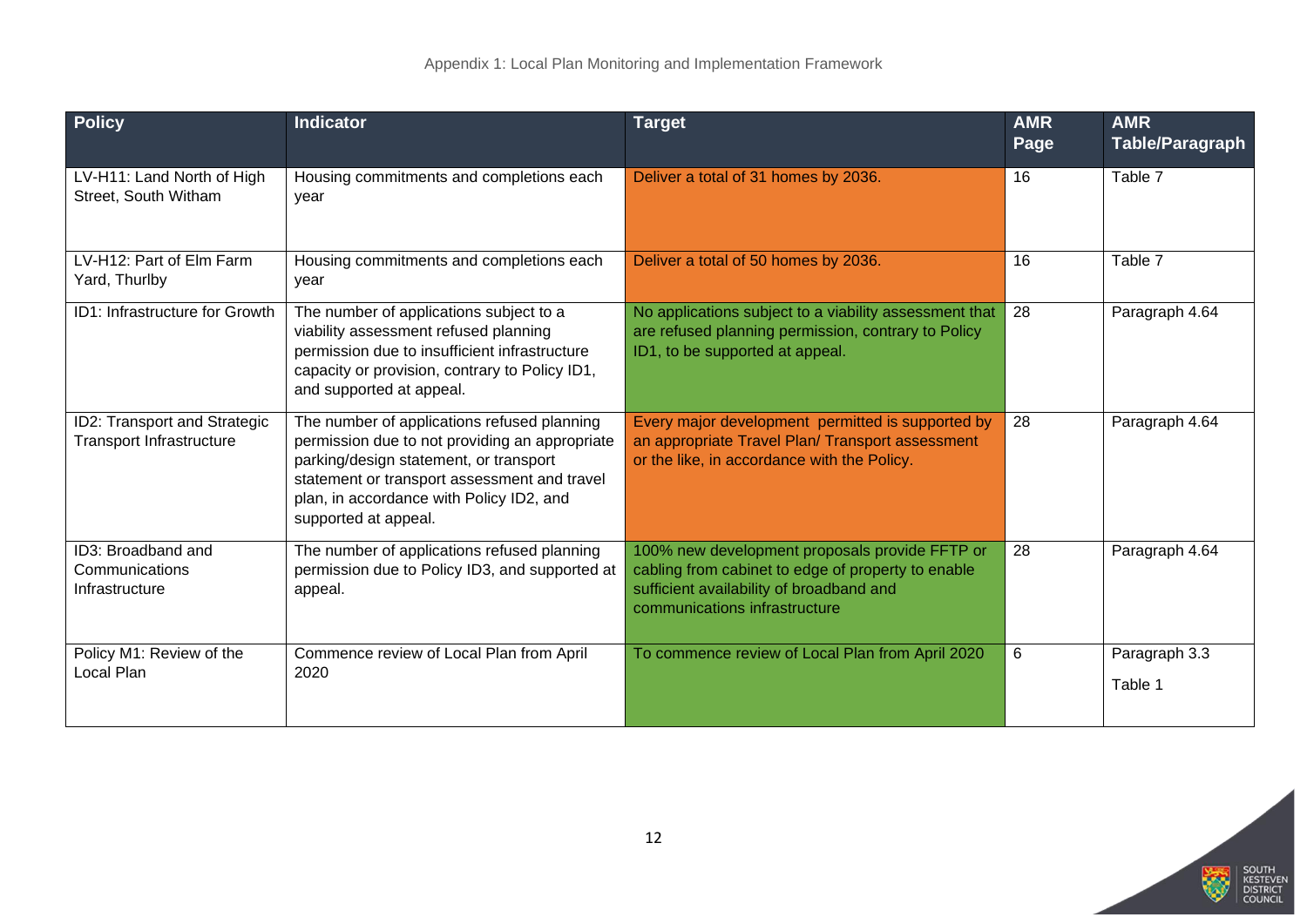| Policy | Indicator | Target | AMR Page | AMR Table/Paragraph |
|---|---|---|---|---|
| LV-H11: Land North of High Street, South Witham | Housing commitments and completions each year | Deliver a total of 31 homes by 2036. | 16 | Table 7 |
| LV-H12: Part of Elm Farm Yard, Thurlby | Housing commitments and completions each year | Deliver a total of 50 homes by 2036. | 16 | Table 7 |
| ID1: Infrastructure for Growth | The number of applications subject to a viability assessment refused planning permission due to insufficient infrastructure capacity or provision, contrary to Policy ID1, and supported at appeal. | No applications subject to a viability assessment that are refused planning permission, contrary to Policy ID1, to be supported at appeal. | 28 | Paragraph 4.64 |
| ID2: Transport and Strategic Transport Infrastructure | The number of applications refused planning permission due to not providing an appropriate parking/design statement, or transport statement or transport assessment and travel plan, in accordance with Policy ID2, and supported at appeal. | Every major development permitted is supported by an appropriate Travel Plan/ Transport assessment or the like, in accordance with the Policy. | 28 | Paragraph 4.64 |
| ID3: Broadband and Communications Infrastructure | The number of applications refused planning permission due to Policy ID3, and supported at appeal. | 100% new development proposals provide FFTP or cabling from cabinet to edge of property to enable sufficient availability of broadband and communications infrastructure | 28 | Paragraph 4.64 |
| Policy M1: Review of the Local Plan | Commence review of Local Plan from April 2020 | To commence review of Local Plan from April 2020 | 6 | Paragraph 3.3<br>Table 1 |